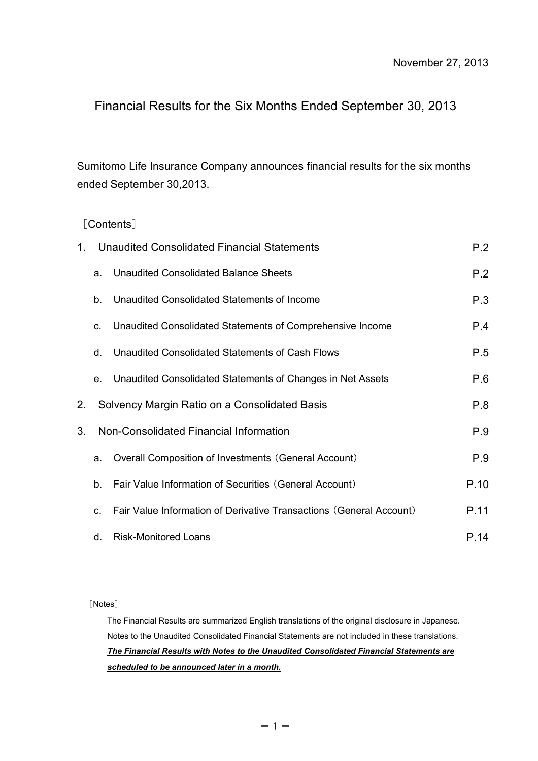November 27, 2013

# Financial Results for the Six Months Ended September 30, 2013

Sumitomo Life Insurance Company announces financial results for the six months ended September 30,2013.

［Contents］

| | | |
|---|---|---|
| 1. | Unaudited Consolidated Financial Statements | P.2 |
| | a. Unaudited Consolidated Balance Sheets | P.2 |
| | b. Unaudited Consolidated Statements of Income | P.3 |
| | c. Unaudited Consolidated Statements of Comprehensive Income | P.4 |
| | d. Unaudited Consolidated Statements of Cash Flows | P.5 |
| | e. Unaudited Consolidated Statements of Changes in Net Assets | P.6 |
| 2. | Solvency Margin Ratio on a Consolidated Basis | P.8 |
| 3. | Non-Consolidated Financial Information | P.9 |
| | a. Overall Composition of Investments（General Account） | P.9 |
| | b. Fair Value Information of Securities（General Account） | P.10 |
| | c. Fair Value Information of Derivative Transactions（General Account） | P.11 |
| | d. Risk-Monitored Loans | P.14 |

［Notes］

The Financial Results are summarized English translations of the original disclosure in Japanese.
Notes to the Unaudited Consolidated Financial Statements are not included in these translations.
***The Financial Results with Notes to the Unaudited Consolidated Financial Statements are scheduled to be announced later in a month.***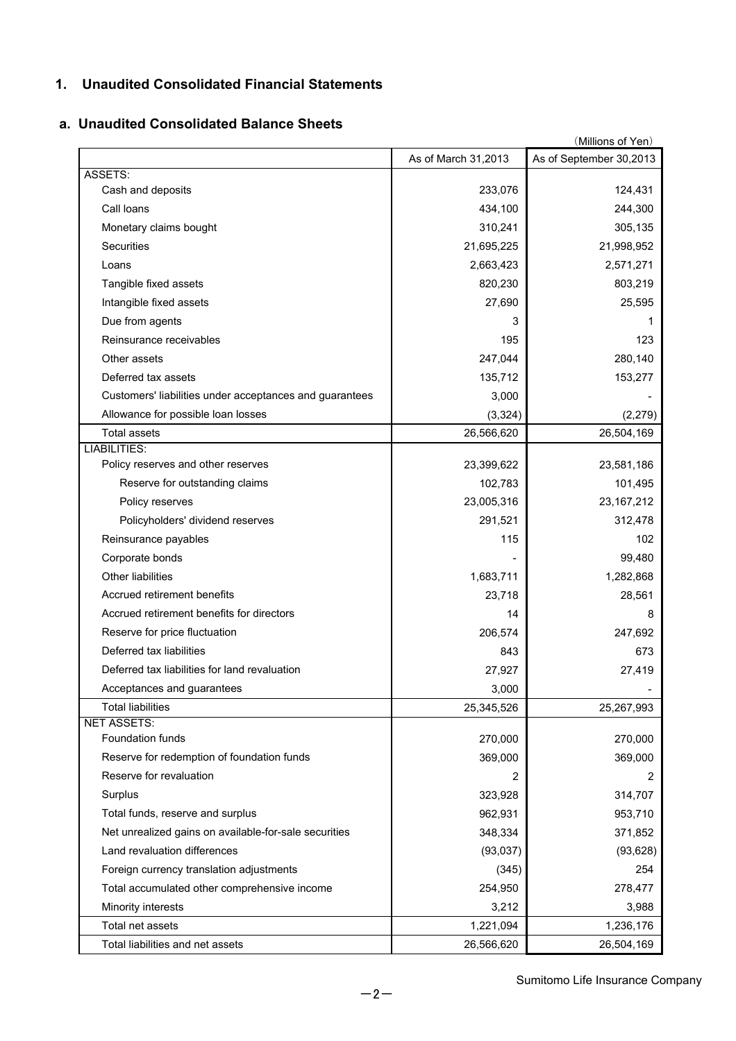## 1. Unaudited Consolidated Financial Statements

### a. Unaudited Consolidated Balance Sheets

(Millions of Yen)

| | As of March 31,2013 | As of September 30,2013 |
|---|---|---|
| ASSETS: | | |
| Cash and deposits | 233,076 | 124,431 |
| Call loans | 434,100 | 244,300 |
| Monetary claims bought | 310,241 | 305,135 |
| Securities | 21,695,225 | 21,998,952 |
| Loans | 2,663,423 | 2,571,271 |
| Tangible fixed assets | 820,230 | 803,219 |
| Intangible fixed assets | 27,690 | 25,595 |
| Due from agents | 3 | 1 |
| Reinsurance receivables | 195 | 123 |
| Other assets | 247,044 | 280,140 |
| Deferred tax assets | 135,712 | 153,277 |
| Customers' liabilities under acceptances and guarantees | 3,000 | - |
| Allowance for possible loan losses | (3,324) | (2,279) |
| Total assets | 26,566,620 | 26,504,169 |
| LIABILITIES: | | |
| Policy reserves and other reserves | 23,399,622 | 23,581,186 |
| Reserve for outstanding claims | 102,783 | 101,495 |
| Policy reserves | 23,005,316 | 23,167,212 |
| Policyholders' dividend reserves | 291,521 | 312,478 |
| Reinsurance payables | 115 | 102 |
| Corporate bonds | - | 99,480 |
| Other liabilities | 1,683,711 | 1,282,868 |
| Accrued retirement benefits | 23,718 | 28,561 |
| Accrued retirement benefits for directors | 14 | 8 |
| Reserve for price fluctuation | 206,574 | 247,692 |
| Deferred tax liabilities | 843 | 673 |
| Deferred tax liabilities for land revaluation | 27,927 | 27,419 |
| Acceptances and guarantees | 3,000 | - |
| Total liabilities | 25,345,526 | 25,267,993 |
| NET ASSETS: | | |
| Foundation funds | 270,000 | 270,000 |
| Reserve for redemption of foundation funds | 369,000 | 369,000 |
| Reserve for revaluation | 2 | 2 |
| Surplus | 323,928 | 314,707 |
| Total funds, reserve and surplus | 962,931 | 953,710 |
| Net unrealized gains on available-for-sale securities | 348,334 | 371,852 |
| Land revaluation differences | (93,037) | (93,628) |
| Foreign currency translation adjustments | (345) | 254 |
| Total accumulated other comprehensive income | 254,950 | 278,477 |
| Minority interests | 3,212 | 3,988 |
| Total net assets | 1,221,094 | 1,236,176 |
| Total liabilities and net assets | 26,566,620 | 26,504,169 |

Sumitomo Life Insurance Company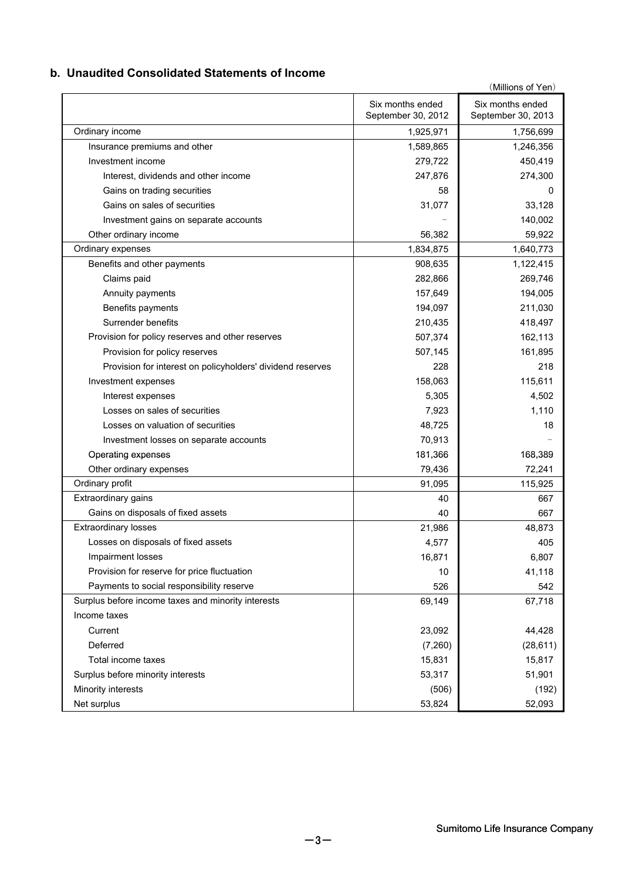## b. Unaudited Consolidated Statements of Income

(Millions of Yen)

| | Six months ended September 30, 2012 | Six months ended September 30, 2013 |
|---|---|---|
| Ordinary income | 1,925,971 | 1,756,699 |
| Insurance premiums and other | 1,589,865 | 1,246,356 |
| Investment income | 279,722 | 450,419 |
| Interest, dividends and other income | 247,876 | 274,300 |
| Gains on trading securities | 58 | 0 |
| Gains on sales of securities | 31,077 | 33,128 |
| Investment gains on separate accounts | − | 140,002 |
| Other ordinary income | 56,382 | 59,922 |
| Ordinary expenses | 1,834,875 | 1,640,773 |
| Benefits and other payments | 908,635 | 1,122,415 |
| Claims paid | 282,866 | 269,746 |
| Annuity payments | 157,649 | 194,005 |
| Benefits payments | 194,097 | 211,030 |
| Surrender benefits | 210,435 | 418,497 |
| Provision for policy reserves and other reserves | 507,374 | 162,113 |
| Provision for policy reserves | 507,145 | 161,895 |
| Provision for interest on policyholders' dividend reserves | 228 | 218 |
| Investment expenses | 158,063 | 115,611 |
| Interest expenses | 5,305 | 4,502 |
| Losses on sales of securities | 7,923 | 1,110 |
| Losses on valuation of securities | 48,725 | 18 |
| Investment losses on separate accounts | 70,913 | − |
| Operating expenses | 181,366 | 168,389 |
| Other ordinary expenses | 79,436 | 72,241 |
| Ordinary profit | 91,095 | 115,925 |
| Extraordinary gains | 40 | 667 |
| Gains on disposals of fixed assets | 40 | 667 |
| Extraordinary losses | 21,986 | 48,873 |
| Losses on disposals of fixed assets | 4,577 | 405 |
| Impairment losses | 16,871 | 6,807 |
| Provision for reserve for price fluctuation | 10 | 41,118 |
| Payments to social responsibility reserve | 526 | 542 |
| Surplus before income taxes and minority interests | 69,149 | 67,718 |
| Income taxes | | |
| Current | 23,092 | 44,428 |
| Deferred | (7,260) | (28,611) |
| Total income taxes | 15,831 | 15,817 |
| Surplus before minority interests | 53,317 | 51,901 |
| Minority interests | (506) | (192) |
| Net surplus | 53,824 | 52,093 |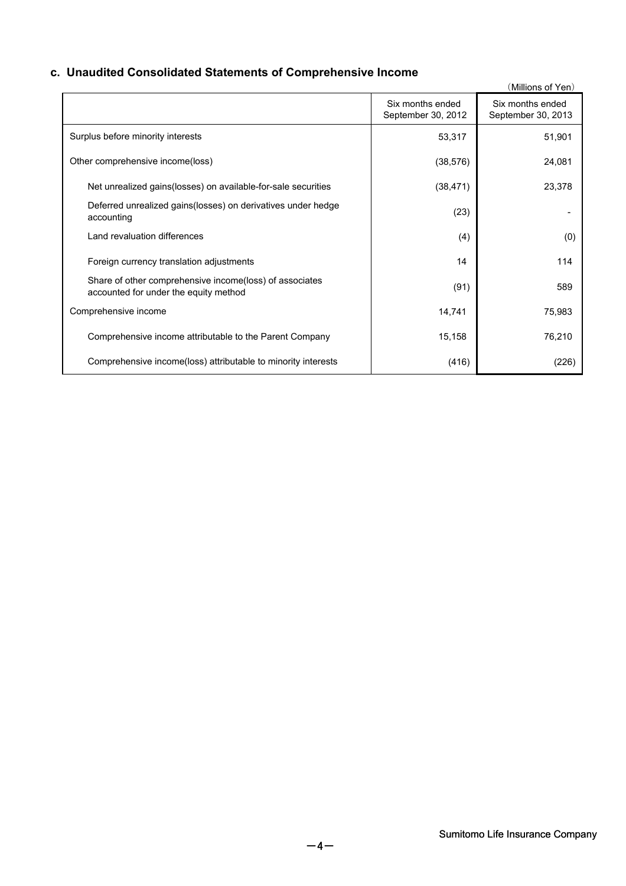### c. Unaudited Consolidated Statements of Comprehensive Income

（Millions of Yen）

| | Six months ended September 30, 2012 | Six months ended September 30, 2013 |
|---|---|---|
| Surplus before minority interests | 53,317 | 51,901 |
| Other comprehensive income(loss) | (38,576) | 24,081 |
| Net unrealized gains(losses) on available-for-sale securities | (38,471) | 23,378 |
| Deferred unrealized gains(losses) on derivatives under hedge accounting | (23) | - |
| Land revaluation differences | (4) | (0) |
| Foreign currency translation adjustments | 14 | 114 |
| Share of other comprehensive income(loss) of associates accounted for under the equity method | (91) | 589 |
| Comprehensive income | 14,741 | 75,983 |
| Comprehensive income attributable to the Parent Company | 15,158 | 76,210 |
| Comprehensive income(loss) attributable to minority interests | (416) | (226) |

Sumitomo Life Insurance Company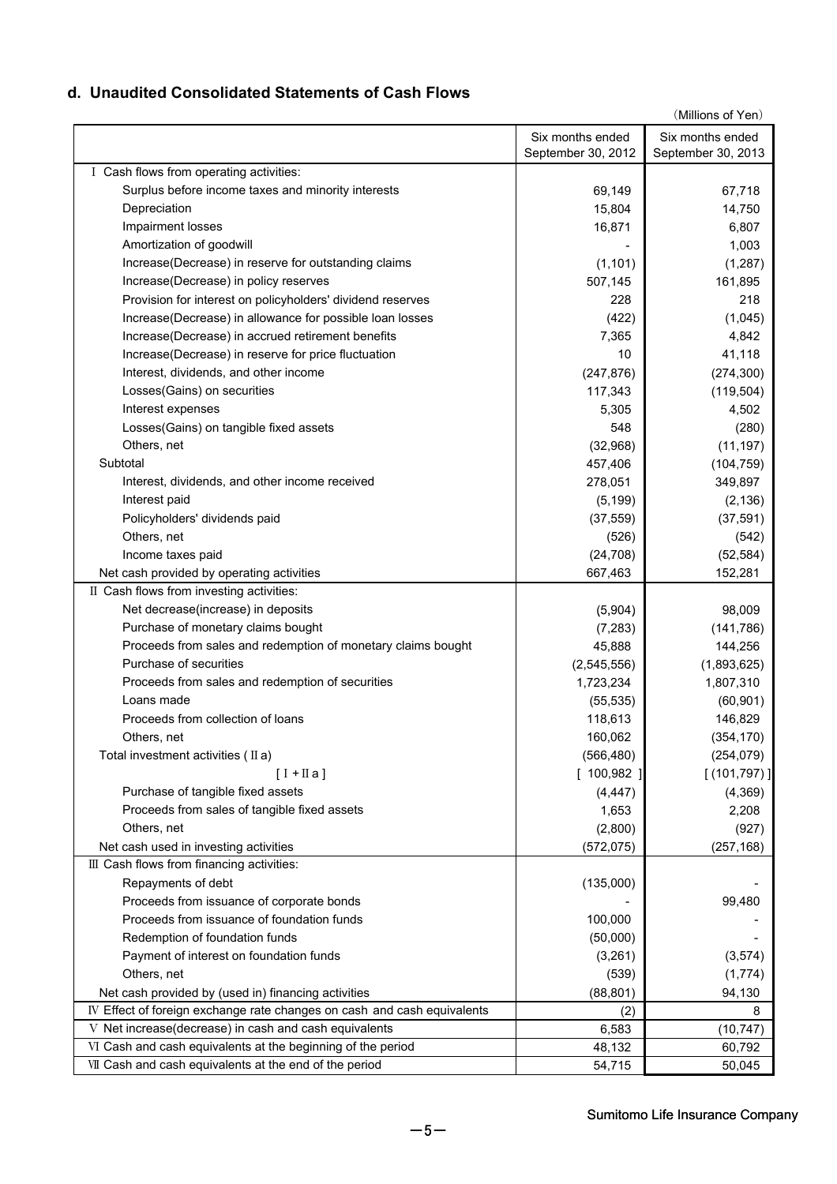### d. Unaudited Consolidated Statements of Cash Flows

(Millions of Yen)

| | Six months ended September 30, 2012 | Six months ended September 30, 2013 |
|---|---|---|
| Ⅰ Cash flows from operating activities: | | |
| Surplus before income taxes and minority interests | 69,149 | 67,718 |
| Depreciation | 15,804 | 14,750 |
| Impairment losses | 16,871 | 6,807 |
| Amortization of goodwill | - | 1,003 |
| Increase(Decrease) in reserve for outstanding claims | (1,101) | (1,287) |
| Increase(Decrease) in policy reserves | 507,145 | 161,895 |
| Provision for interest on policyholders' dividend reserves | 228 | 218 |
| Increase(Decrease) in allowance for possible loan losses | (422) | (1,045) |
| Increase(Decrease) in accrued retirement benefits | 7,365 | 4,842 |
| Increase(Decrease) in reserve for price fluctuation | 10 | 41,118 |
| Interest, dividends, and other income | (247,876) | (274,300) |
| Losses(Gains) on securities | 117,343 | (119,504) |
| Interest expenses | 5,305 | 4,502 |
| Losses(Gains) on tangible fixed assets | 548 | (280) |
| Others, net | (32,968) | (11,197) |
| Subtotal | 457,406 | (104,759) |
| Interest, dividends, and other income received | 278,051 | 349,897 |
| Interest paid | (5,199) | (2,136) |
| Policyholders' dividends paid | (37,559) | (37,591) |
| Others, net | (526) | (542) |
| Income taxes paid | (24,708) | (52,584) |
| Net cash provided by operating activities | 667,463 | 152,281 |
| Ⅱ Cash flows from investing activities: | | |
| Net decrease(increase) in deposits | (5,904) | 98,009 |
| Purchase of monetary claims bought | (7,283) | (141,786) |
| Proceeds from sales and redemption of monetary claims bought | 45,888 | 144,256 |
| Purchase of securities | (2,545,556) | (1,893,625) |
| Proceeds from sales and redemption of securities | 1,723,234 | 1,807,310 |
| Loans made | (55,535) | (60,901) |
| Proceeds from collection of loans | 118,613 | 146,829 |
| Others, net | 160,062 | (354,170) |
| Total investment activities ( Ⅱ a) | (566,480) | (254,079) |
| [ Ⅰ + Ⅱ a ] | [ 100,982 ] | [ (101,797) ] |
| Purchase of tangible fixed assets | (4,447) | (4,369) |
| Proceeds from sales of tangible fixed assets | 1,653 | 2,208 |
| Others, net | (2,800) | (927) |
| Net cash used in investing activities | (572,075) | (257,168) |
| Ⅲ Cash flows from financing activities: | | |
| Repayments of debt | (135,000) | - |
| Proceeds from issuance of corporate bonds | - | 99,480 |
| Proceeds from issuance of foundation funds | 100,000 | - |
| Redemption of foundation funds | (50,000) | - |
| Payment of interest on foundation funds | (3,261) | (3,574) |
| Others, net | (539) | (1,774) |
| Net cash provided by (used in) financing activities | (88,801) | 94,130 |
| Ⅳ Effect of foreign exchange rate changes on cash and cash equivalents | (2) | 8 |
| Ⅴ Net increase(decrease) in cash and cash equivalents | 6,583 | (10,747) |
| Ⅵ Cash and cash equivalents at the beginning of the period | 48,132 | 60,792 |
| Ⅶ Cash and cash equivalents at the end of the period | 54,715 | 50,045 |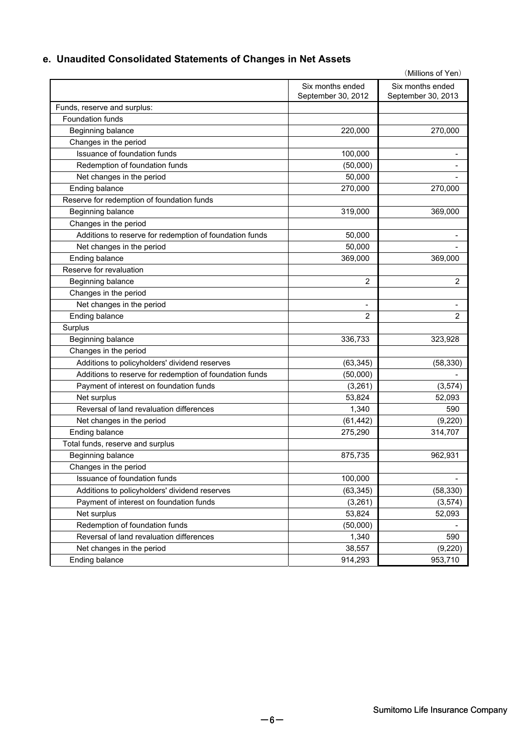## e. Unaudited Consolidated Statements of Changes in Net Assets

(Millions of Yen)

| | Six months ended September 30, 2012 | Six months ended September 30, 2013 |
|---|---|---|
| Funds, reserve and surplus: | | |
| Foundation funds | | |
| Beginning balance | 220,000 | 270,000 |
| Changes in the period | | |
| Issuance of foundation funds | 100,000 | - |
| Redemption of foundation funds | (50,000) | - |
| Net changes in the period | 50,000 | - |
| Ending balance | 270,000 | 270,000 |
| Reserve for redemption of foundation funds | | |
| Beginning balance | 319,000 | 369,000 |
| Changes in the period | | |
| Additions to reserve for redemption of foundation funds | 50,000 | - |
| Net changes in the period | 50,000 | - |
| Ending balance | 369,000 | 369,000 |
| Reserve for revaluation | | |
| Beginning balance | 2 | 2 |
| Changes in the period | | |
| Net changes in the period | - | - |
| Ending balance | 2 | 2 |
| Surplus | | |
| Beginning balance | 336,733 | 323,928 |
| Changes in the period | | |
| Additions to policyholders' dividend reserves | (63,345) | (58,330) |
| Additions to reserve for redemption of foundation funds | (50,000) | - |
| Payment of interest on foundation funds | (3,261) | (3,574) |
| Net surplus | 53,824 | 52,093 |
| Reversal of land revaluation differences | 1,340 | 590 |
| Net changes in the period | (61,442) | (9,220) |
| Ending balance | 275,290 | 314,707 |
| Total funds, reserve and surplus | | |
| Beginning balance | 875,735 | 962,931 |
| Changes in the period | | |
| Issuance of foundation funds | 100,000 | - |
| Additions to policyholders' dividend reserves | (63,345) | (58,330) |
| Payment of interest on foundation funds | (3,261) | (3,574) |
| Net surplus | 53,824 | 52,093 |
| Redemption of foundation funds | (50,000) | - |
| Reversal of land revaluation differences | 1,340 | 590 |
| Net changes in the period | 38,557 | (9,220) |
| Ending balance | 914,293 | 953,710 |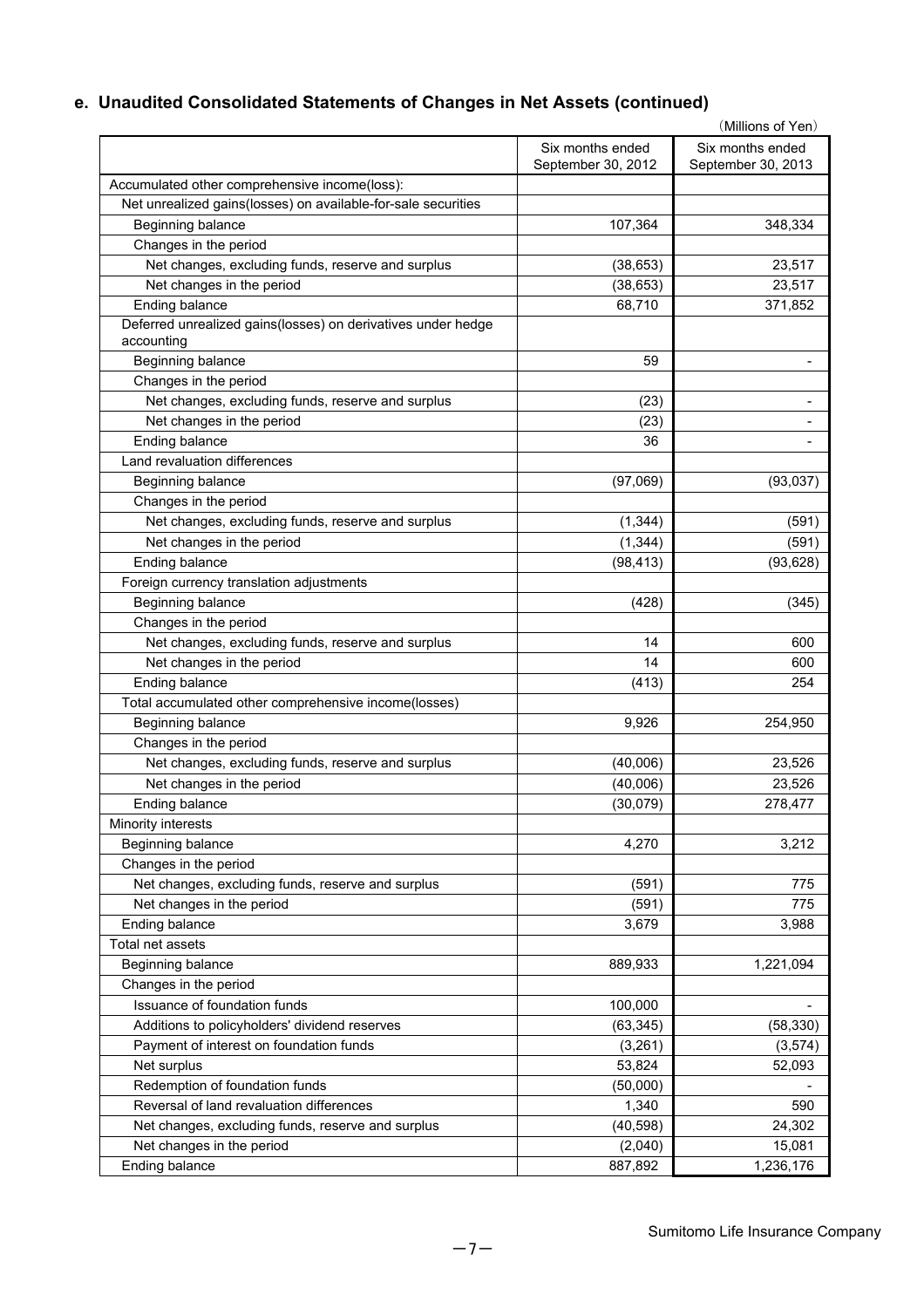### e. Unaudited Consolidated Statements of Changes in Net Assets (continued)

(Millions of Yen)

| | Six months ended September 30, 2012 | Six months ended September 30, 2013 |
|---|---|---|
| Accumulated other comprehensive income(loss): | | |
| Net unrealized gains(losses) on available-for-sale securities | | |
| Beginning balance | 107,364 | 348,334 |
| Changes in the period | | |
| Net changes, excluding funds, reserve and surplus | (38,653) | 23,517 |
| Net changes in the period | (38,653) | 23,517 |
| Ending balance | 68,710 | 371,852 |
| Deferred unrealized gains(losses) on derivatives under hedge accounting | | |
| Beginning balance | 59 | - |
| Changes in the period | | |
| Net changes, excluding funds, reserve and surplus | (23) | - |
| Net changes in the period | (23) | - |
| Ending balance | 36 | - |
| Land revaluation differences | | |
| Beginning balance | (97,069) | (93,037) |
| Changes in the period | | |
| Net changes, excluding funds, reserve and surplus | (1,344) | (591) |
| Net changes in the period | (1,344) | (591) |
| Ending balance | (98,413) | (93,628) |
| Foreign currency translation adjustments | | |
| Beginning balance | (428) | (345) |
| Changes in the period | | |
| Net changes, excluding funds, reserve and surplus | 14 | 600 |
| Net changes in the period | 14 | 600 |
| Ending balance | (413) | 254 |
| Total accumulated other comprehensive income(losses) | | |
| Beginning balance | 9,926 | 254,950 |
| Changes in the period | | |
| Net changes, excluding funds, reserve and surplus | (40,006) | 23,526 |
| Net changes in the period | (40,006) | 23,526 |
| Ending balance | (30,079) | 278,477 |
| Minority interests | | |
| Beginning balance | 4,270 | 3,212 |
| Changes in the period | | |
| Net changes, excluding funds, reserve and surplus | (591) | 775 |
| Net changes in the period | (591) | 775 |
| Ending balance | 3,679 | 3,988 |
| Total net assets | | |
| Beginning balance | 889,933 | 1,221,094 |
| Changes in the period | | |
| Issuance of foundation funds | 100,000 | - |
| Additions to policyholders' dividend reserves | (63,345) | (58,330) |
| Payment of interest on foundation funds | (3,261) | (3,574) |
| Net surplus | 53,824 | 52,093 |
| Redemption of foundation funds | (50,000) | - |
| Reversal of land revaluation differences | 1,340 | 590 |
| Net changes, excluding funds, reserve and surplus | (40,598) | 24,302 |
| Net changes in the period | (2,040) | 15,081 |
| Ending balance | 887,892 | 1,236,176 |

Sumitomo Life Insurance Company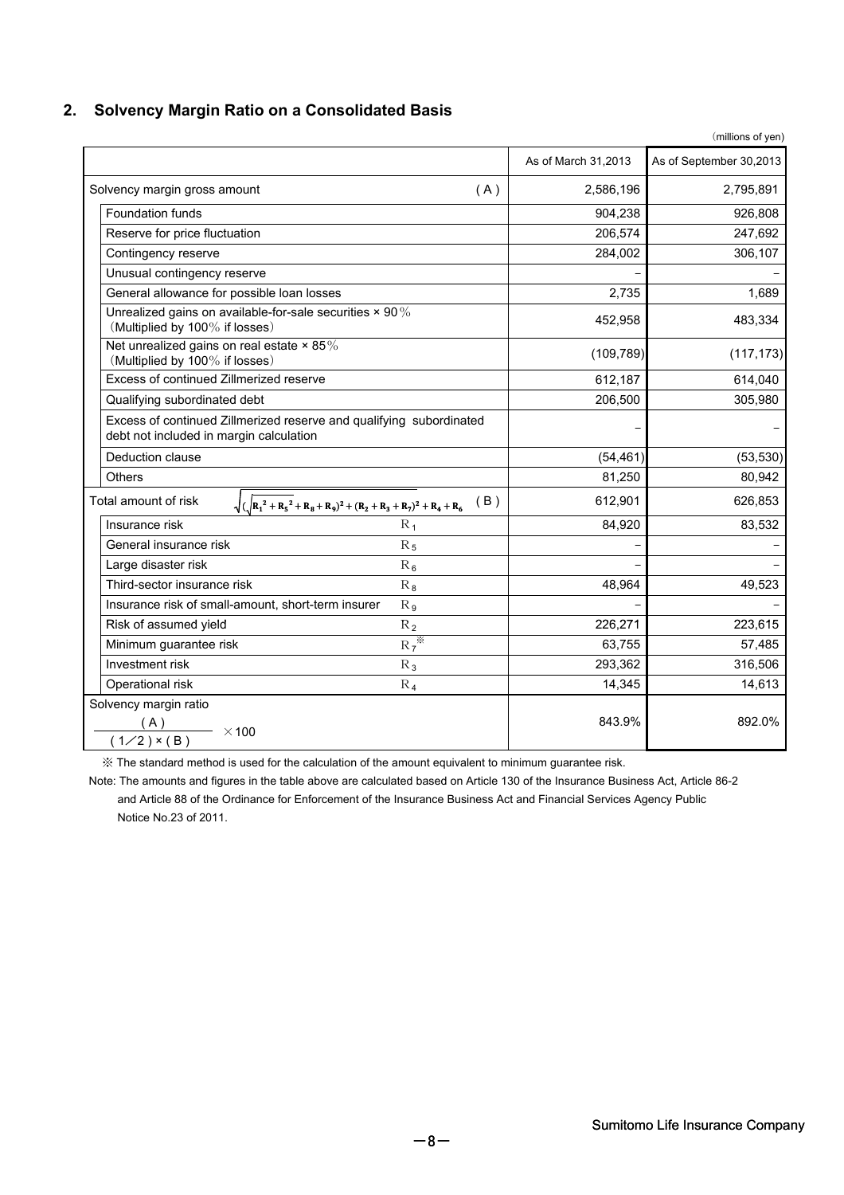## 2. Solvency Margin Ratio on a Consolidated Basis

(millions of yen)

| | | As of March 31,2013 | As of September 30,2013 |
|---|---|---|---|
| Solvency margin gross amount | (A) | 2,586,196 | 2,795,891 |
| Foundation funds | | 904,238 | 926,808 |
| Reserve for price fluctuation | | 206,574 | 247,692 |
| Contingency reserve | | 284,002 | 306,107 |
| Unusual contingency reserve | | – | – |
| General allowance for possible loan losses | | 2,735 | 1,689 |
| Unrealized gains on available-for-sale securities × 90％ (Multiplied by 100％ if losses) | | 452,958 | 483,334 |
| Net unrealized gains on real estate × 85％ (Multiplied by 100％ if losses) | | (109,789) | (117,173) |
| Excess of continued Zillmerized reserve | | 612,187 | 614,040 |
| Qualifying subordinated debt | | 206,500 | 305,980 |
| Excess of continued Zillmerized reserve and qualifying subordinated debt not included in margin calculation | | – | – |
| Deduction clause | | (54,461) | (53,530) |
| Others | | 81,250 | 80,942 |
| Total amount of risk $\sqrt{(\sqrt{R_1^2 + R_5^2} + R_8 + R_9)^2 + (R_2 + R_3 + R_7)^2} + R_4 + R_6$ | (B) | 612,901 | 626,853 |
| Insurance risk | $R_1$ | 84,920 | 83,532 |
| General insurance risk | $R_5$ | – | – |
| Large disaster risk | $R_6$ | – | – |
| Third-sector insurance risk | $R_8$ | 48,964 | 49,523 |
| Insurance risk of small-amount, short-term insurer | $R_9$ | – | – |
| Risk of assumed yield | $R_2$ | 226,271 | 223,615 |
| Minimum guarantee risk | $R_7$ ※ | 63,755 | 57,485 |
| Investment risk | $R_3$ | 293,362 | 316,506 |
| Operational risk | $R_4$ | 14,345 | 14,613 |
| Solvency margin ratio $\dfrac{(A)}{(1/2) \times (B)} \times 100$ | | 843.9% | 892.0% |

※ The standard method is used for the calculation of the amount equivalent to minimum guarantee risk.

Note: The amounts and figures in the table above are calculated based on Article 130 of the Insurance Business Act, Article 86-2 and Article 88 of the Ordinance for Enforcement of the Insurance Business Act and Financial Services Agency Public Notice No.23 of 2011.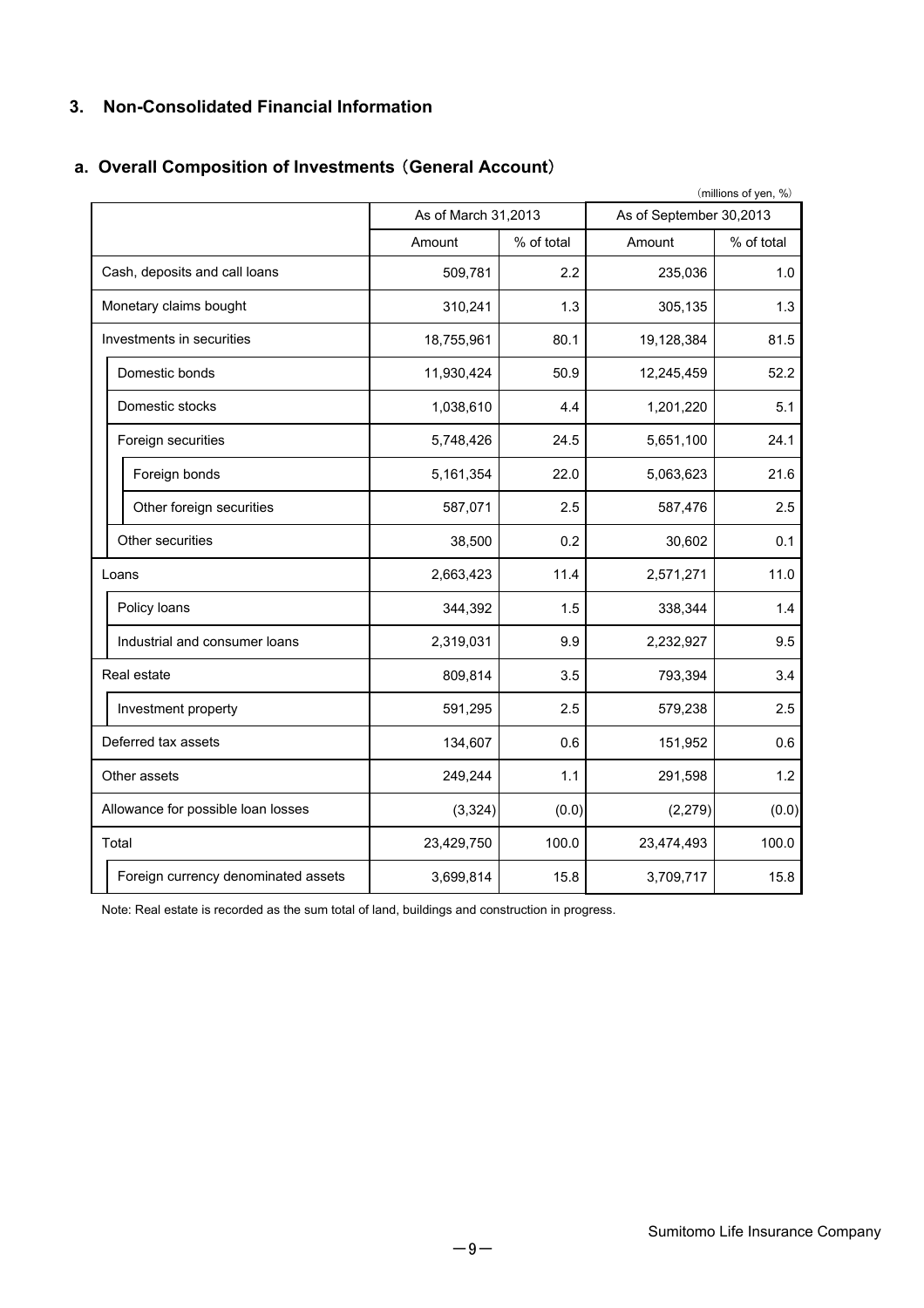## 3. Non-Consolidated Financial Information

### a. Overall Composition of Investments（General Account）

（millions of yen, %）

| | As of March 31,2013 | | As of September 30,2013 | |
|---|---|---|---|---|
| | Amount | % of total | Amount | % of total |
| Cash, deposits and call loans | 509,781 | 2.2 | 235,036 | 1.0 |
| Monetary claims bought | 310,241 | 1.3 | 305,135 | 1.3 |
| Investments in securities | 18,755,961 | 80.1 | 19,128,384 | 81.5 |
| Domestic bonds | 11,930,424 | 50.9 | 12,245,459 | 52.2 |
| Domestic stocks | 1,038,610 | 4.4 | 1,201,220 | 5.1 |
| Foreign securities | 5,748,426 | 24.5 | 5,651,100 | 24.1 |
| Foreign bonds | 5,161,354 | 22.0 | 5,063,623 | 21.6 |
| Other foreign securities | 587,071 | 2.5 | 587,476 | 2.5 |
| Other securities | 38,500 | 0.2 | 30,602 | 0.1 |
| Loans | 2,663,423 | 11.4 | 2,571,271 | 11.0 |
| Policy loans | 344,392 | 1.5 | 338,344 | 1.4 |
| Industrial and consumer loans | 2,319,031 | 9.9 | 2,232,927 | 9.5 |
| Real estate | 809,814 | 3.5 | 793,394 | 3.4 |
| Investment property | 591,295 | 2.5 | 579,238 | 2.5 |
| Deferred tax assets | 134,607 | 0.6 | 151,952 | 0.6 |
| Other assets | 249,244 | 1.1 | 291,598 | 1.2 |
| Allowance for possible loan losses | (3,324) | (0.0) | (2,279) | (0.0) |
| Total | 23,429,750 | 100.0 | 23,474,493 | 100.0 |
| Foreign currency denominated assets | 3,699,814 | 15.8 | 3,709,717 | 15.8 |

Note: Real estate is recorded as the sum total of land, buildings and construction in progress.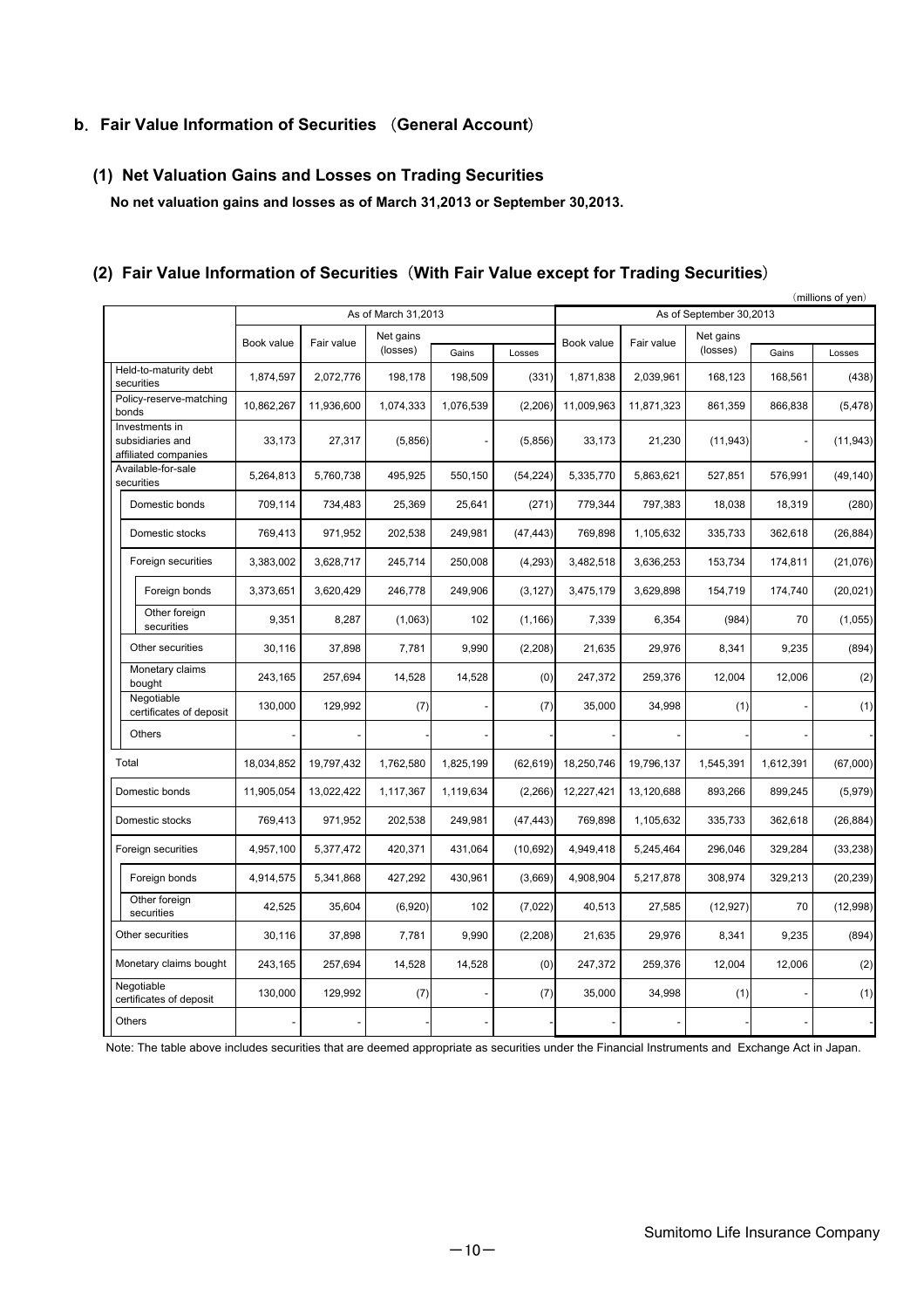## b．Fair Value Information of Securities （General Account）

### (1) Net Valuation Gains and Losses on Trading Securities

**No net valuation gains and losses as of March 31,2013 or September 30,2013.**

### (2) Fair Value Information of Securities（With Fair Value except for Trading Securities）

（millions of yen）

| | As of March 31,2013 | | | | | As of September 30,2013 | | | | |
|---|---|---|---|---|---|---|---|---|---|---|
| | Book value | Fair value | Net gains (losses) | Gains | Losses | Book value | Fair value | Net gains (losses) | Gains | Losses |
| Held-to-maturity debt securities | 1,874,597 | 2,072,776 | 198,178 | 198,509 | (331) | 1,871,838 | 2,039,961 | 168,123 | 168,561 | (438) |
| Policy-reserve-matching bonds | 10,862,267 | 11,936,600 | 1,074,333 | 1,076,539 | (2,206) | 11,009,963 | 11,871,323 | 861,359 | 866,838 | (5,478) |
| Investments in subsidiaries and affiliated companies | 33,173 | 27,317 | (5,856) | - | (5,856) | 33,173 | 21,230 | (11,943) | - | (11,943) |
| Available-for-sale securities | 5,264,813 | 5,760,738 | 495,925 | 550,150 | (54,224) | 5,335,770 | 5,863,621 | 527,851 | 576,991 | (49,140) |
| Domestic bonds | 709,114 | 734,483 | 25,369 | 25,641 | (271) | 779,344 | 797,383 | 18,038 | 18,319 | (280) |
| Domestic stocks | 769,413 | 971,952 | 202,538 | 249,981 | (47,443) | 769,898 | 1,105,632 | 335,733 | 362,618 | (26,884) |
| Foreign securities | 3,383,002 | 3,628,717 | 245,714 | 250,008 | (4,293) | 3,482,518 | 3,636,253 | 153,734 | 174,811 | (21,076) |
| Foreign bonds | 3,373,651 | 3,620,429 | 246,778 | 249,906 | (3,127) | 3,475,179 | 3,629,898 | 154,719 | 174,740 | (20,021) |
| Other foreign securities | 9,351 | 8,287 | (1,063) | 102 | (1,166) | 7,339 | 6,354 | (984) | 70 | (1,055) |
| Other securities | 30,116 | 37,898 | 7,781 | 9,990 | (2,208) | 21,635 | 29,976 | 8,341 | 9,235 | (894) |
| Monetary claims bought | 243,165 | 257,694 | 14,528 | 14,528 | (0) | 247,372 | 259,376 | 12,004 | 12,006 | (2) |
| Negotiable certificates of deposit | 130,000 | 129,992 | (7) | - | (7) | 35,000 | 34,998 | (1) | - | (1) |
| Others | - | - | - | - | - | - | - | - | - | - |
| Total | 18,034,852 | 19,797,432 | 1,762,580 | 1,825,199 | (62,619) | 18,250,746 | 19,796,137 | 1,545,391 | 1,612,391 | (67,000) |
| Domestic bonds | 11,905,054 | 13,022,422 | 1,117,367 | 1,119,634 | (2,266) | 12,227,421 | 13,120,688 | 893,266 | 899,245 | (5,979) |
| Domestic stocks | 769,413 | 971,952 | 202,538 | 249,981 | (47,443) | 769,898 | 1,105,632 | 335,733 | 362,618 | (26,884) |
| Foreign securities | 4,957,100 | 5,377,472 | 420,371 | 431,064 | (10,692) | 4,949,418 | 5,245,464 | 296,046 | 329,284 | (33,238) |
| Foreign bonds | 4,914,575 | 5,341,868 | 427,292 | 430,961 | (3,669) | 4,908,904 | 5,217,878 | 308,974 | 329,213 | (20,239) |
| Other foreign securities | 42,525 | 35,604 | (6,920) | 102 | (7,022) | 40,513 | 27,585 | (12,927) | 70 | (12,998) |
| Other securities | 30,116 | 37,898 | 7,781 | 9,990 | (2,208) | 21,635 | 29,976 | 8,341 | 9,235 | (894) |
| Monetary claims bought | 243,165 | 257,694 | 14,528 | 14,528 | (0) | 247,372 | 259,376 | 12,004 | 12,006 | (2) |
| Negotiable certificates of deposit | 130,000 | 129,992 | (7) | - | (7) | 35,000 | 34,998 | (1) | - | (1) |
| Others | - | - | - | - | - | - | - | - | - | - |

Note: The table above includes securities that are deemed appropriate as securities under the Financial Instruments and Exchange Act in Japan.

Sumitomo Life Insurance Company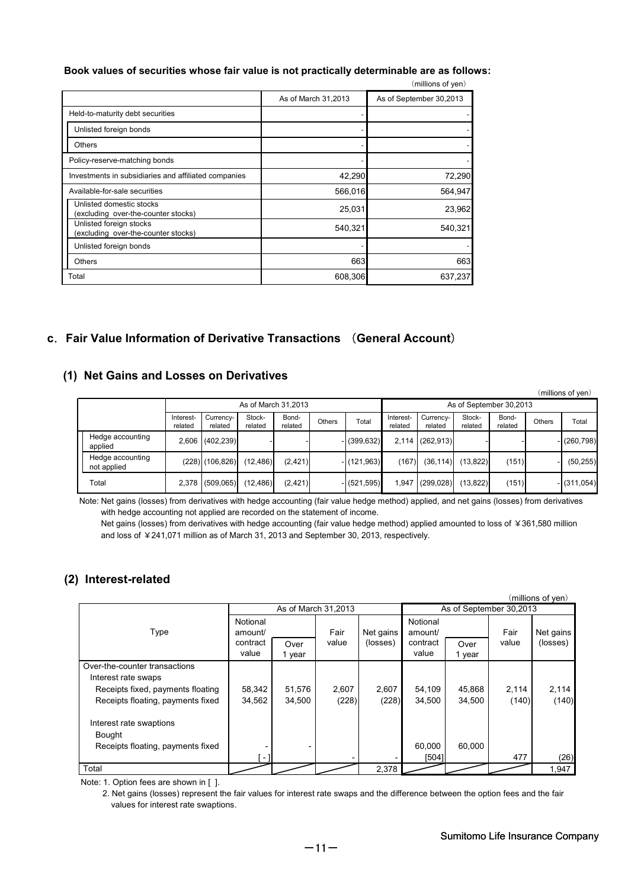**Book values of securities whose fair value is not practically determinable are as follows:**

(millions of yen)

| | As of March 31,2013 | As of September 30,2013 |
|---|---|---|
| Held-to-maturity debt securities | - | - |
| Unlisted foreign bonds | - | - |
| Others | - | - |
| Policy-reserve-matching bonds | - | - |
| Investments in subsidiaries and affiliated companies | 42,290 | 72,290 |
| Available-for-sale securities | 566,016 | 564,947 |
| Unlisted domestic stocks (excluding over-the-counter stocks) | 25,031 | 23,962 |
| Unlisted foreign stocks (excluding over-the-counter stocks) | 540,321 | 540,321 |
| Unlisted foreign bonds | - | - |
| Others | 663 | 663 |
| Total | 608,306 | 637,237 |

## c. Fair Value Information of Derivative Transactions （General Account）

### (1) Net Gains and Losses on Derivatives

(millions of yen)

| | As of March 31,2013 | | | | | | As of September 30,2013 | | | | | |
|---|---|---|---|---|---|---|---|---|---|---|---|---|
| | Interest-related | Currency-related | Stock-related | Bond-related | Others | Total | Interest-related | Currency-related | Stock-related | Bond-related | Others | Total |
| Hedge accounting applied | 2,606 | (402,239) | - | - | - | (399,632) | 2,114 | (262,913) | - | - | - | (260,798) |
| Hedge accounting not applied | (228) | (106,826) | (12,486) | (2,421) | - | (121,963) | (167) | (36,114) | (13,822) | (151) | - | (50,255) |
| Total | 2,378 | (509,065) | (12,486) | (2,421) | - | (521,595) | 1,947 | (299,028) | (13,822) | (151) | - | (311,054) |

Note: Net gains (losses) from derivatives with hedge accounting (fair value hedge method) applied, and net gains (losses) from derivatives with hedge accounting not applied are recorded on the statement of income.
Net gains (losses) from derivatives with hedge accounting (fair value hedge method) applied amounted to loss of ￥361,580 million and loss of ￥241,071 million as of March 31, 2013 and September 30, 2013, respectively.

### (2) Interest-related

(millions of yen)

| Type | As of March 31,2013 | | | | As of September 30,2013 | | | |
|---|---|---|---|---|---|---|---|---|
| | Notional amount/ contract value | Over 1 year | Fair value | Net gains (losses) | Notional amount/ contract value | Over 1 year | Fair value | Net gains (losses) |
| Over-the-counter transactions | | | | | | | | |
| Interest rate swaps | | | | | | | | |
| Receipts fixed, payments floating | 58,342 | 51,576 | 2,607 | 2,607 | 54,109 | 45,868 | 2,114 | 2,114 |
| Receipts floating, payments fixed | 34,562 | 34,500 | (228) | (228) | 34,500 | 34,500 | (140) | (140) |
| Interest rate swaptions | | | | | | | | |
| Bought | | | | | | | | |
| Receipts floating, payments fixed | - [ - ] | - | - | - | 60,000 [504] | 60,000 | 477 | (26) |
| Total | | | | 2,378 | | | | 1,947 |

Note: 1. Option fees are shown in [ ].

2. Net gains (losses) represent the fair values for interest rate swaps and the difference between the option fees and the fair values for interest rate swaptions.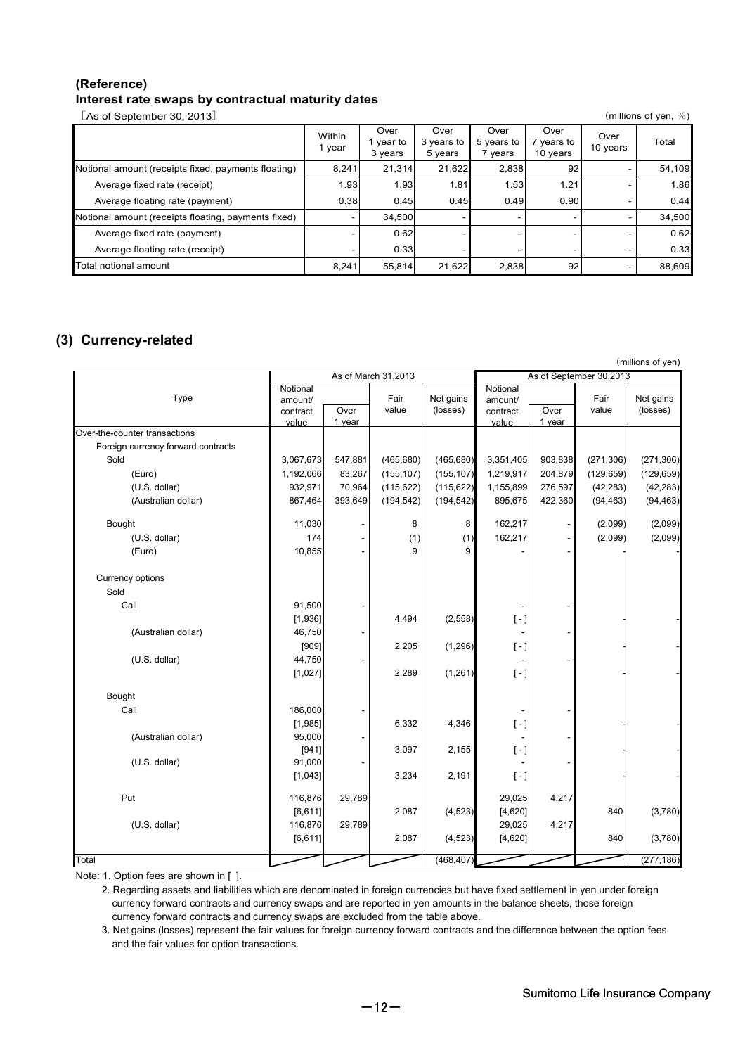**(Reference)**
**Interest rate swaps by contractual maturity dates**

［As of September 30, 2013］ (millions of yen, %)

| | Within 1 year | Over 1 year to 3 years | Over 3 years to 5 years | Over 5 years to 7 years | Over 7 years to 10 years | Over 10 years | Total |
|---|---|---|---|---|---|---|---|
| Notional amount (receipts fixed, payments floating) | 8,241 | 21,314 | 21,622 | 2,838 | 92 | - | 54,109 |
| Average fixed rate (receipt) | 1.93 | 1.93 | 1.81 | 1.53 | 1.21 | - | 1.86 |
| Average floating rate (payment) | 0.38 | 0.45 | 0.45 | 0.49 | 0.90 | - | 0.44 |
| Notional amount (receipts floating, payments fixed) | - | 34,500 | - | - | - | - | 34,500 |
| Average fixed rate (payment) | - | 0.62 | - | - | - | - | 0.62 |
| Average floating rate (receipt) | - | 0.33 | - | - | - | - | 0.33 |
| Total notional amount | 8,241 | 55,814 | 21,622 | 2,838 | 92 | - | 88,609 |

## (3) Currency-related

(millions of yen)

| Type | As of March 31,2013 | | | | As of September 30,2013 | | | |
|---|---|---|---|---|---|---|---|---|
| | Notional amount/ contract value | Over 1 year | Fair value | Net gains (losses) | Notional amount/ contract value | Over 1 year | Fair value | Net gains (losses) |
| Over-the-counter transactions | | | | | | | | |
| Foreign currency forward contracts | | | | | | | | |
| Sold | 3,067,673 | 547,881 | (465,680) | (465,680) | 3,351,405 | 903,838 | (271,306) | (271,306) |
| (Euro) | 1,192,066 | 83,267 | (155,107) | (155,107) | 1,219,917 | 204,879 | (129,659) | (129,659) |
| (U.S. dollar) | 932,971 | 70,964 | (115,622) | (115,622) | 1,155,899 | 276,597 | (42,283) | (42,283) |
| (Australian dollar) | 867,464 | 393,649 | (194,542) | (194,542) | 895,675 | 422,360 | (94,463) | (94,463) |
| Bought | 11,030 | - | 8 | 8 | 162,217 | - | (2,099) | (2,099) |
| (U.S. dollar) | 174 | - | (1) | (1) | 162,217 | - | (2,099) | (2,099) |
| (Euro) | 10,855 | - | 9 | 9 | - | - | - | - |
| Currency options | | | | | | | | |
| Sold | | | | | | | | |
| Call | 91,500 | - | | | - | - | | |
| | [1,936] | | 4,494 | (2,558) | [ - ] | | - | - |
| (Australian dollar) | 46,750 | - | | | - | - | | |
| | [909] | | 2,205 | (1,296) | [ - ] | | - | - |
| (U.S. dollar) | 44,750 | - | | | - | - | | |
| | [1,027] | | 2,289 | (1,261) | [ - ] | | - | - |
| Bought | | | | | | | | |
| Call | 186,000 | - | | | - | - | | |
| | [1,985] | | 6,332 | 4,346 | [ - ] | | - | - |
| (Australian dollar) | 95,000 | - | | | - | - | | |
| | [941] | | 3,097 | 2,155 | [ - ] | | - | - |
| (U.S. dollar) | 91,000 | - | | | - | - | | |
| | [1,043] | | 3,234 | 2,191 | [ - ] | | - | - |
| Put | 116,876 | 29,789 | | | 29,025 | 4,217 | | |
| | [6,611] | | 2,087 | (4,523) | [4,620] | | 840 | (3,780) |
| (U.S. dollar) | 116,876 | 29,789 | | | 29,025 | 4,217 | | |
| | [6,611] | | 2,087 | (4,523) | [4,620] | | 840 | (3,780) |
| Total | | | | (468,407) | | | | (277,186) |

Note: 1. Option fees are shown in [ ].

2. Regarding assets and liabilities which are denominated in foreign currencies but have fixed settlement in yen under foreign currency forward contracts and currency swaps and are reported in yen amounts in the balance sheets, those foreign currency forward contracts and currency swaps are excluded from the table above.

3. Net gains (losses) represent the fair values for foreign currency forward contracts and the difference between the option fees and the fair values for option transactions.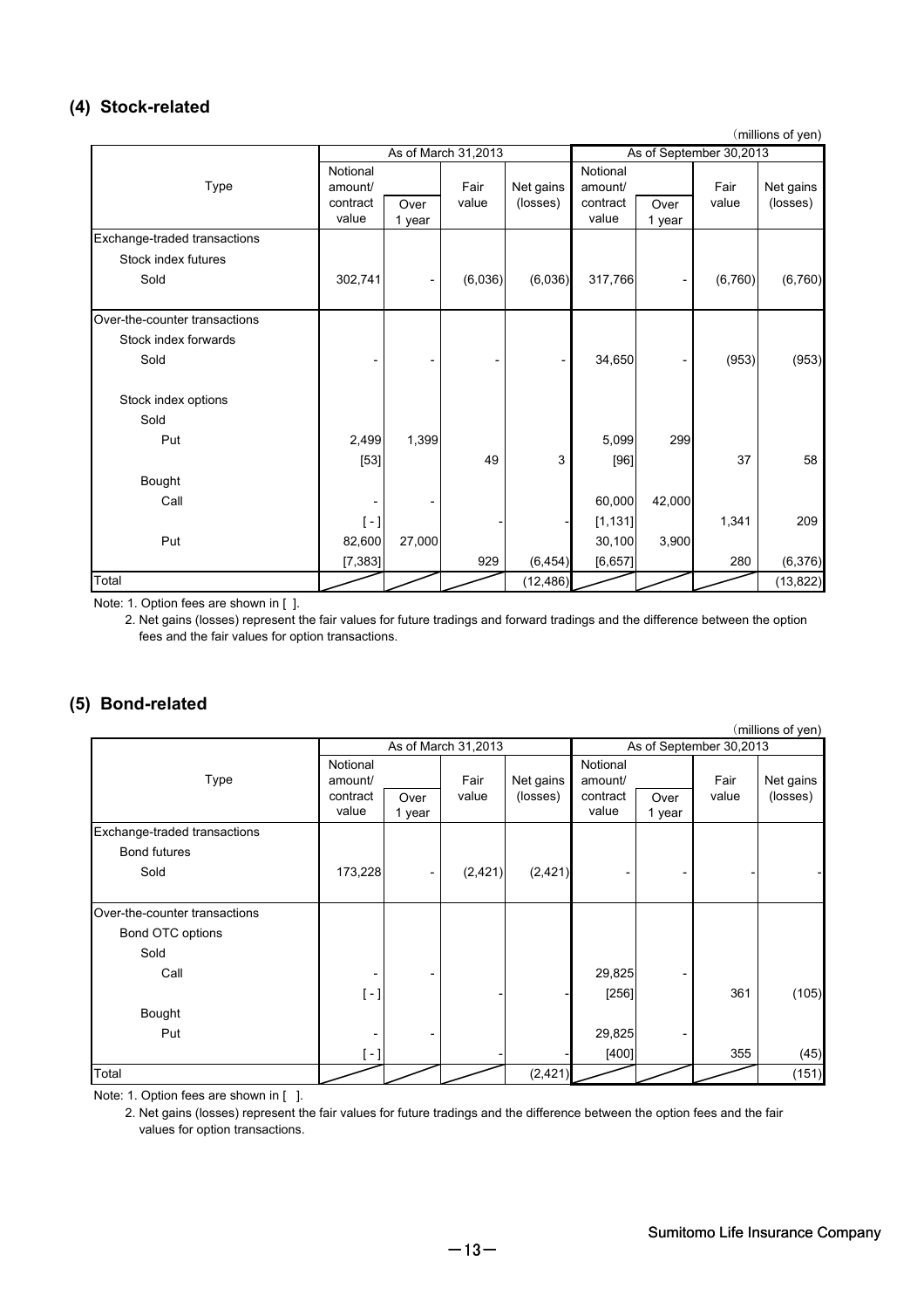## (4) Stock-related

(millions of yen)

| Type | As of March 31,2013 | | | | As of September 30,2013 | | | |
|---|---|---|---|---|---|---|---|---|
| | Notional amount/ contract value | Over 1 year | Fair value | Net gains (losses) | Notional amount/ contract value | Over 1 year | Fair value | Net gains (losses) |
| Exchange-traded transactions | | | | | | | | |
| Stock index futures | | | | | | | | |
| Sold | 302,741 | - | (6,036) | (6,036) | 317,766 | - | (6,760) | (6,760) |
| Over-the-counter transactions | | | | | | | | |
| Stock index forwards | | | | | | | | |
| Sold | - | - | - | - | 34,650 | - | (953) | (953) |
| Stock index options | | | | | | | | |
| Sold | | | | | | | | |
| Put | 2,499 | 1,399 | | | 5,099 | 299 | | |
| | [53] | | 49 | 3 | [96] | | 37 | 58 |
| Bought | | | | | | | | |
| Call | - | - | | | 60,000 | 42,000 | | |
| | [ - ] | | - | - | [1,131] | | 1,341 | 209 |
| Put | 82,600 | 27,000 | | | 30,100 | 3,900 | | |
| | [7,383] | | 929 | (6,454) | [6,657] | | 280 | (6,376) |
| Total | | | | (12,486) | | | | (13,822) |

Note: 1. Option fees are shown in [ ].

2. Net gains (losses) represent the fair values for future tradings and forward tradings and the difference between the option fees and the fair values for option transactions.

## (5) Bond-related

(millions of yen)

| Type | As of March 31,2013 | | | | As of September 30,2013 | | | |
|---|---|---|---|---|---|---|---|---|
| | Notional amount/ contract value | Over 1 year | Fair value | Net gains (losses) | Notional amount/ contract value | Over 1 year | Fair value | Net gains (losses) |
| Exchange-traded transactions | | | | | | | | |
| Bond futures | | | | | | | | |
| Sold | 173,228 | - | (2,421) | (2,421) | - | - | - | - |
| Over-the-counter transactions | | | | | | | | |
| Bond OTC options | | | | | | | | |
| Sold | | | | | | | | |
| Call | - | - | | | 29,825 | - | | |
| | [ - ] | | - | - | [256] | | 361 | (105) |
| Bought | | | | | | | | |
| Put | - | - | | | 29,825 | - | | |
| | [ - ] | | - | - | [400] | | 355 | (45) |
| Total | | | | (2,421) | | | | (151) |

Note: 1. Option fees are shown in [ ].

2. Net gains (losses) represent the fair values for future tradings and the difference between the option fees and the fair values for option transactions.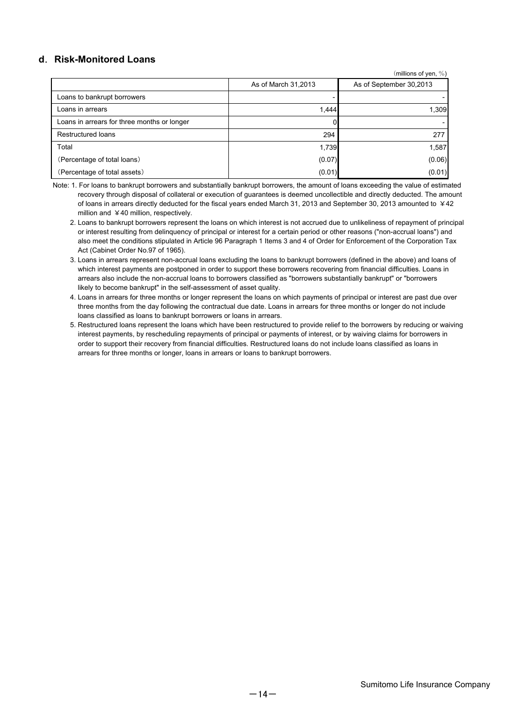## d. Risk-Monitored Loans

（millions of yen, %）

| | As of March 31,2013 | As of September 30,2013 |
|---|---|---|
| Loans to bankrupt borrowers | - | - |
| Loans in arrears | 1,444 | 1,309 |
| Loans in arrears for three months or longer | 0 | - |
| Restructured loans | 294 | 277 |
| Total | 1,739 | 1,587 |
| （Percentage of total loans） | (0.07) | (0.06) |
| （Percentage of total assets） | (0.01) | (0.01) |

Note: 1. For loans to bankrupt borrowers and substantially bankrupt borrowers, the amount of loans exceeding the value of estimated recovery through disposal of collateral or execution of guarantees is deemed uncollectible and directly deducted. The amount of loans in arrears directly deducted for the fiscal years ended March 31, 2013 and September 30, 2013 amounted to ￥42 million and ￥40 million, respectively.

2. Loans to bankrupt borrowers represent the loans on which interest is not accrued due to unlikeliness of repayment of principal or interest resulting from delinquency of principal or interest for a certain period or other reasons ("non-accrual loans") and also meet the conditions stipulated in Article 96 Paragraph 1 Items 3 and 4 of Order for Enforcement of the Corporation Tax Act (Cabinet Order No.97 of 1965).

3. Loans in arrears represent non-accrual loans excluding the loans to bankrupt borrowers (defined in the above) and loans of which interest payments are postponed in order to support these borrowers recovering from financial difficulties. Loans in arrears also include the non-accrual loans to borrowers classified as "borrowers substantially bankrupt" or "borrowers likely to become bankrupt" in the self-assessment of asset quality.

4. Loans in arrears for three months or longer represent the loans on which payments of principal or interest are past due over three months from the day following the contractual due date. Loans in arrears for three months or longer do not include loans classified as loans to bankrupt borrowers or loans in arrears.

5. Restructured loans represent the loans which have been restructured to provide relief to the borrowers by reducing or waiving interest payments, by rescheduling repayments of principal or payments of interest, or by waiving claims for borrowers in order to support their recovery from financial difficulties. Restructured loans do not include loans classified as loans in arrears for three months or longer, loans in arrears or loans to bankrupt borrowers.